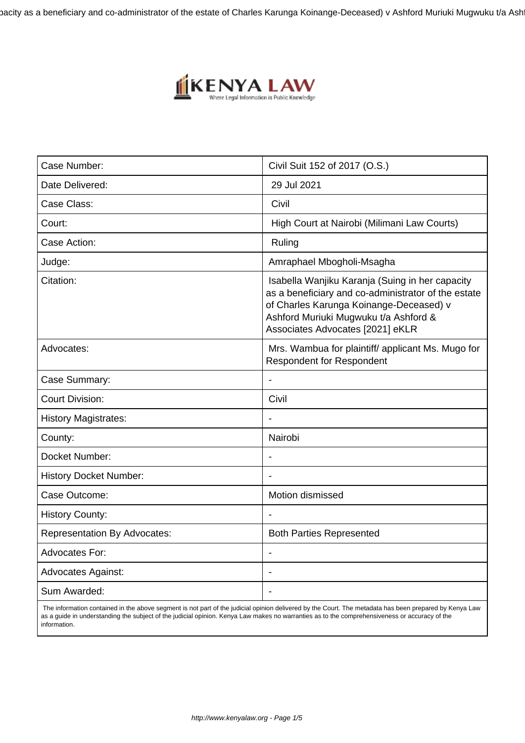| Case Number: | Civil Suit 152 of 2017 (O.S.) |
| --- | --- |
| Date Delivered: | 29 Jul 2021 |
| Case Class: | Civil |
| Court: | High Court at Nairobi (Milimani Law Courts) |
| Case Action: | Ruling |
| Judge: | Amraphael Mbogholi-Msagha |
| Citation: | Isabella Wanjiku Karanja (Suing in her capacity as a beneficiary and co-administrator of the estate of Charles Karunga Koinange-Deceased) v Ashford Muriuki Mugwuku t/a Ashford & Associates Advocates [2021] eKLR |
| Advocates: | Mrs. Wambua for plaintiff/ applicant Ms. Mugo for Respondent for Respondent |
| Case Summary: | - |
| Court Division: | Civil |
| History Magistrates: | - |
| County: | Nairobi |
| Docket Number: | - |
| History Docket Number: | - |
| Case Outcome: | Motion dismissed |
| History County: | - |
| Representation By Advocates: | Both Parties Represented |
| Advocates For: | - |
| Advocates Against: | - |
| Sum Awarded: | - |

The information contained in the above segment is not part of the judicial opinion delivered by the Court. The metadata has been prepared by Kenya Law as a guide in understanding the subject of the judicial opinion. Kenya Law makes no warranties as to the comprehensiveness or accuracy of the information.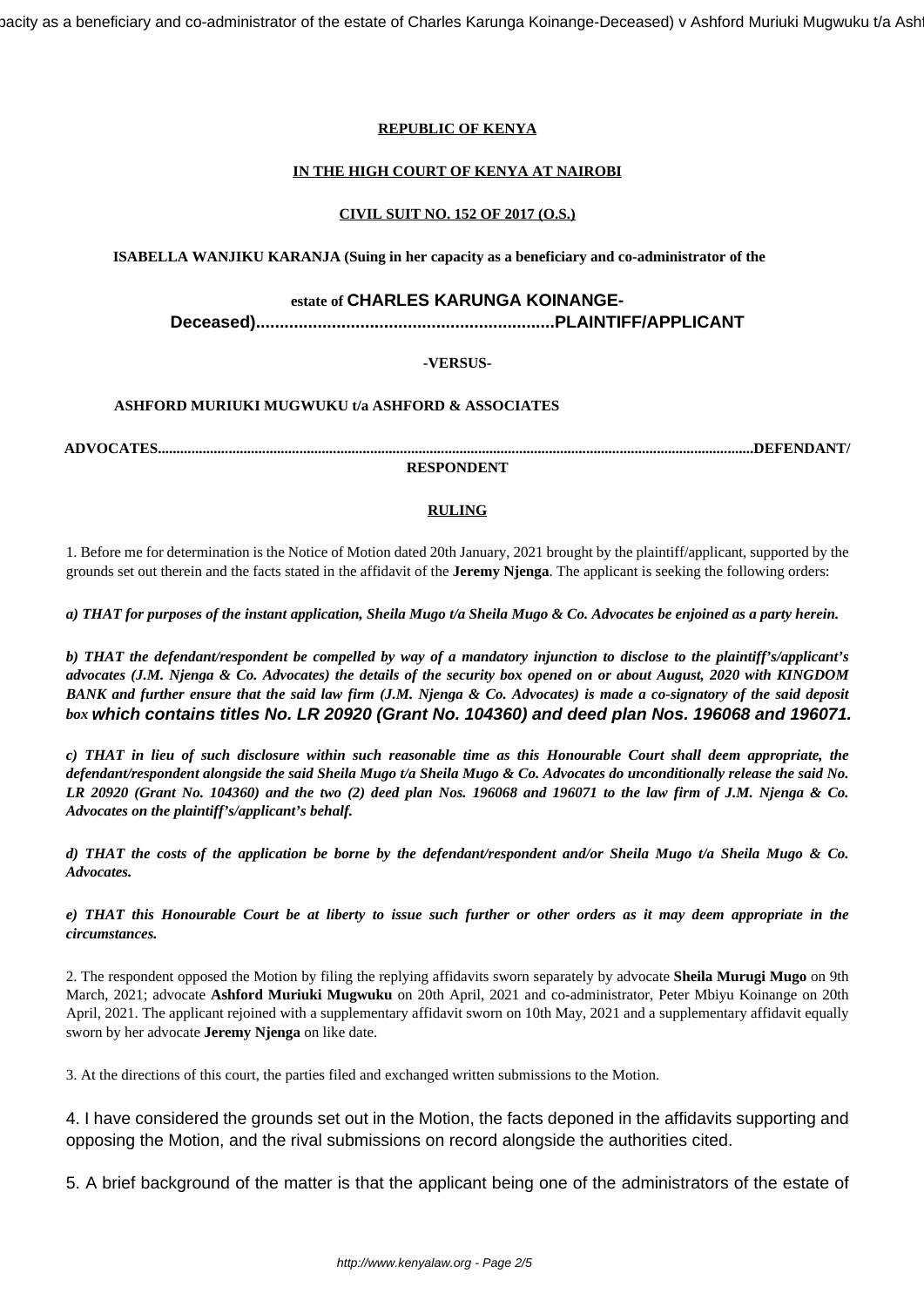**REPUBLIC OF KENYA**

**IN THE HIGH COURT OF KENYA AT NAIROBI**

**CIVIL SUIT NO. 152 OF 2017 (O.S.)**

**ISABELLA WANJIKU KARANJA (Suing in her capacity as a beneficiary and co-administrator of the estate of CHARLES KARUNGA KOINANGE-Deceased)..............................................................PLAINTIFF/APPLICANT**

**-VERSUS-**

**ASHFORD MURIUKI MUGWUKU t/a ASHFORD & ASSOCIATES ADVOCATES...........................................................................................................................................................DEFENDANT/RESPONDENT**

**RULING**

1. Before me for determination is the Notice of Motion dated 20th January, 2021 brought by the plaintiff/applicant, supported by the grounds set out therein and the facts stated in the affidavit of the **Jeremy Njenga**. The applicant is seeking the following orders:

***a) THAT for purposes of the instant application, Sheila Mugo t/a Sheila Mugo & Co. Advocates be enjoined as a party herein.***

***b) THAT the defendant/respondent be compelled by way of a mandatory injunction to disclose to the plaintiff's/applicant's advocates (J.M. Njenga & Co. Advocates) the details of the security box opened on or about August, 2020 with KINGDOM BANK and further ensure that the said law firm (J.M. Njenga & Co. Advocates) is made a co-signatory of the said deposit box which contains titles No. LR 20920 (Grant No. 104360) and deed plan Nos. 196068 and 196071.***

***c) THAT in lieu of such disclosure within such reasonable time as this Honourable Court shall deem appropriate, the defendant/respondent alongside the said Sheila Mugo t/a Sheila Mugo & Co. Advocates do unconditionally release the said No. LR 20920 (Grant No. 104360) and the two (2) deed plan Nos. 196068 and 196071 to the law firm of J.M. Njenga & Co. Advocates on the plaintiff's/applicant's behalf.***

***d) THAT the costs of the application be borne by the defendant/respondent and/or Sheila Mugo t/a Sheila Mugo & Co. Advocates.***

***e) THAT this Honourable Court be at liberty to issue such further or other orders as it may deem appropriate in the circumstances.***

2. The respondent opposed the Motion by filing the replying affidavits sworn separately by advocate **Sheila Murugi Mugo** on 9th March, 2021; advocate **Ashford Muriuki Mugwuku** on 20th April, 2021 and co-administrator, Peter Mbiyu Koinange on 20th April, 2021. The applicant rejoined with a supplementary affidavit sworn on 10th May, 2021 and a supplementary affidavit equally sworn by her advocate **Jeremy Njenga** on like date.

3. At the directions of this court, the parties filed and exchanged written submissions to the Motion.

4. I have considered the grounds set out in the Motion, the facts deponed in the affidavits supporting and opposing the Motion, and the rival submissions on record alongside the authorities cited.

5. A brief background of the matter is that the applicant being one of the administrators of the estate of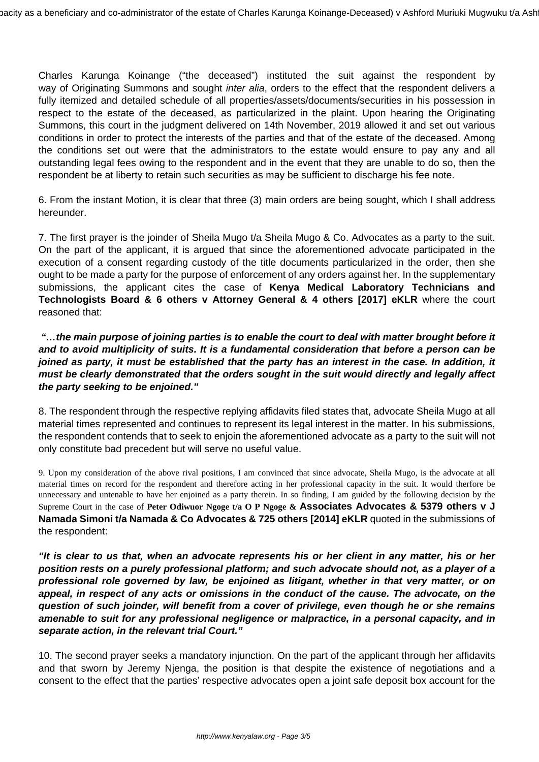Charles Karunga Koinange ("the deceased") instituted the suit against the respondent by way of Originating Summons and sought *inter alia*, orders to the effect that the respondent delivers a fully itemized and detailed schedule of all properties/assets/documents/securities in his possession in respect to the estate of the deceased, as particularized in the plaint. Upon hearing the Originating Summons, this court in the judgment delivered on 14th November, 2019 allowed it and set out various conditions in order to protect the interests of the parties and that of the estate of the deceased. Among the conditions set out were that the administrators to the estate would ensure to pay any and all outstanding legal fees owing to the respondent and in the event that they are unable to do so, then the respondent be at liberty to retain such securities as may be sufficient to discharge his fee note.

6. From the instant Motion, it is clear that three (3) main orders are being sought, which I shall address hereunder.

7. The first prayer is the joinder of Sheila Mugo t/a Sheila Mugo & Co. Advocates as a party to the suit. On the part of the applicant, it is argued that since the aforementioned advocate participated in the execution of a consent regarding custody of the title documents particularized in the order, then she ought to be made a party for the purpose of enforcement of any orders against her. In the supplementary submissions, the applicant cites the case of **Kenya Medical Laboratory Technicians and Technologists Board & 6 others v Attorney General & 4 others [2017] eKLR** where the court reasoned that:

***"…the main purpose of joining parties is to enable the court to deal with matter brought before it and to avoid multiplicity of suits. It is a fundamental consideration that before a person can be joined as party, it must be established that the party has an interest in the case. In addition, it must be clearly demonstrated that the orders sought in the suit would directly and legally affect the party seeking to be enjoined."***

8. The respondent through the respective replying affidavits filed states that, advocate Sheila Mugo at all material times represented and continues to represent its legal interest in the matter. In his submissions, the respondent contends that to seek to enjoin the aforementioned advocate as a party to the suit will not only constitute bad precedent but will serve no useful value.

9. Upon my consideration of the above rival positions, I am convinced that since advocate, Sheila Mugo, is the advocate at all material times on record for the respondent and therefore acting in her professional capacity in the suit. It would therfore be unnecessary and untenable to have her enjoined as a party therein. In so finding, I am guided by the following decision by the Supreme Court in the case of **Peter Odiwuor Ngoge t/a O P Ngoge & Associates Advocates & 5379 others v J Namada Simoni t/a Namada & Co Advocates & 725 others [2014] eKLR** quoted in the submissions of the respondent:

***"It is clear to us that, when an advocate represents his or her client in any matter, his or her position rests on a purely professional platform; and such advocate should not, as a player of a professional role governed by law, be enjoined as litigant, whether in that very matter, or on appeal, in respect of any acts or omissions in the conduct of the cause. The advocate, on the question of such joinder, will benefit from a cover of privilege, even though he or she remains amenable to suit for any professional negligence or malpractice, in a personal capacity, and in separate action, in the relevant trial Court."***

10. The second prayer seeks a mandatory injunction. On the part of the applicant through her affidavits and that sworn by Jeremy Njenga, the position is that despite the existence of negotiations and a consent to the effect that the parties' respective advocates open a joint safe deposit box account for the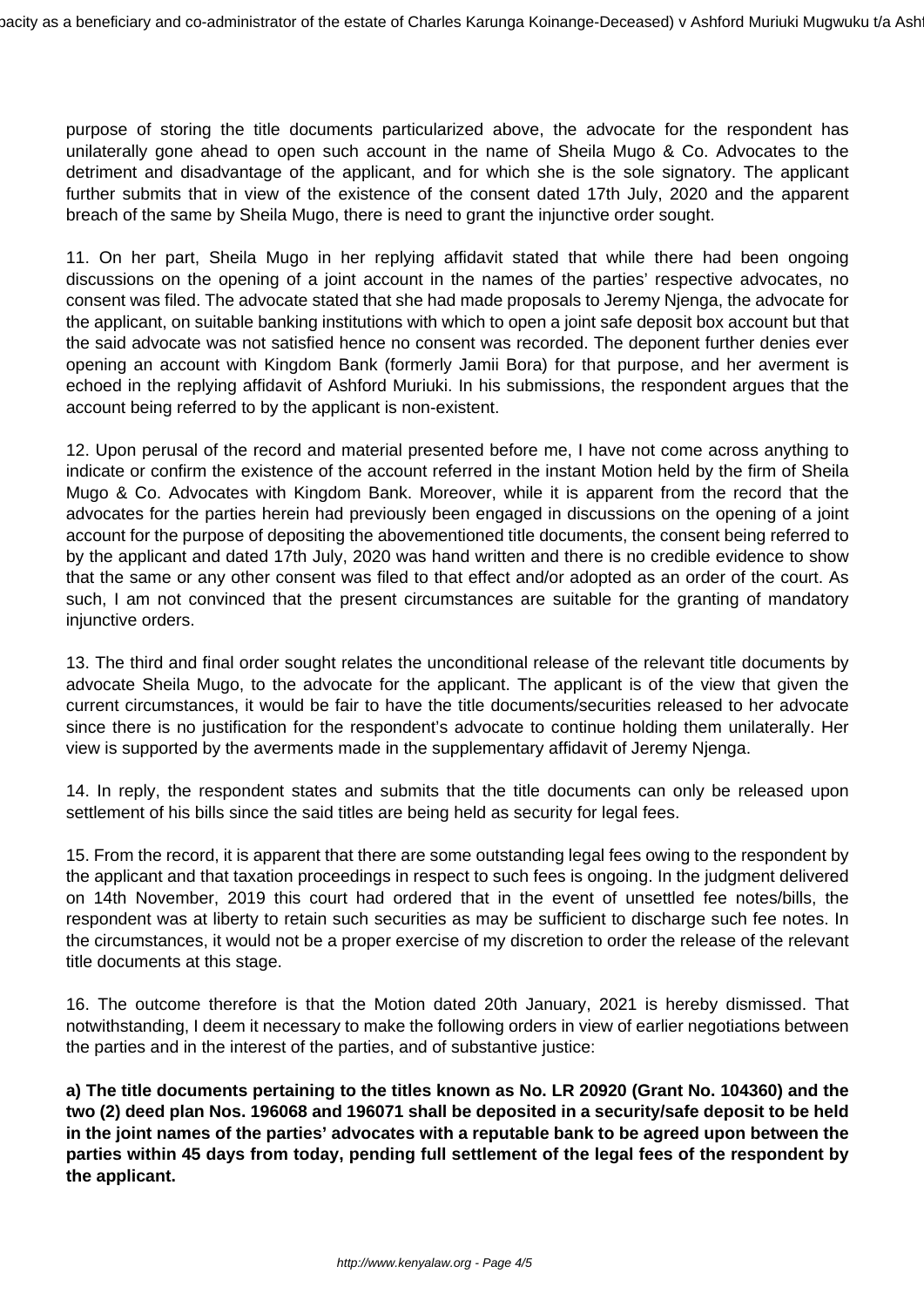purpose of storing the title documents particularized above, the advocate for the respondent has unilaterally gone ahead to open such account in the name of Sheila Mugo & Co. Advocates to the detriment and disadvantage of the applicant, and for which she is the sole signatory. The applicant further submits that in view of the existence of the consent dated 17th July, 2020 and the apparent breach of the same by Sheila Mugo, there is need to grant the injunctive order sought.

11. On her part, Sheila Mugo in her replying affidavit stated that while there had been ongoing discussions on the opening of a joint account in the names of the parties' respective advocates, no consent was filed. The advocate stated that she had made proposals to Jeremy Njenga, the advocate for the applicant, on suitable banking institutions with which to open a joint safe deposit box account but that the said advocate was not satisfied hence no consent was recorded. The deponent further denies ever opening an account with Kingdom Bank (formerly Jamii Bora) for that purpose, and her averment is echoed in the replying affidavit of Ashford Muriuki. In his submissions, the respondent argues that the account being referred to by the applicant is non-existent.

12. Upon perusal of the record and material presented before me, I have not come across anything to indicate or confirm the existence of the account referred in the instant Motion held by the firm of Sheila Mugo & Co. Advocates with Kingdom Bank. Moreover, while it is apparent from the record that the advocates for the parties herein had previously been engaged in discussions on the opening of a joint account for the purpose of depositing the abovementioned title documents, the consent being referred to by the applicant and dated 17th July, 2020 was hand written and there is no credible evidence to show that the same or any other consent was filed to that effect and/or adopted as an order of the court. As such, I am not convinced that the present circumstances are suitable for the granting of mandatory injunctive orders.

13. The third and final order sought relates the unconditional release of the relevant title documents by advocate Sheila Mugo, to the advocate for the applicant. The applicant is of the view that given the current circumstances, it would be fair to have the title documents/securities released to her advocate since there is no justification for the respondent's advocate to continue holding them unilaterally. Her view is supported by the averments made in the supplementary affidavit of Jeremy Njenga.

14. In reply, the respondent states and submits that the title documents can only be released upon settlement of his bills since the said titles are being held as security for legal fees.

15. From the record, it is apparent that there are some outstanding legal fees owing to the respondent by the applicant and that taxation proceedings in respect to such fees is ongoing. In the judgment delivered on 14th November, 2019 this court had ordered that in the event of unsettled fee notes/bills, the respondent was at liberty to retain such securities as may be sufficient to discharge such fee notes. In the circumstances, it would not be a proper exercise of my discretion to order the release of the relevant title documents at this stage.

16. The outcome therefore is that the Motion dated 20th January, 2021 is hereby dismissed. That notwithstanding, I deem it necessary to make the following orders in view of earlier negotiations between the parties and in the interest of the parties, and of substantive justice:

**a) The title documents pertaining to the titles known as No. LR 20920 (Grant No. 104360) and the two (2) deed plan Nos. 196068 and 196071 shall be deposited in a security/safe deposit to be held in the joint names of the parties' advocates with a reputable bank to be agreed upon between the parties within 45 days from today, pending full settlement of the legal fees of the respondent by the applicant.**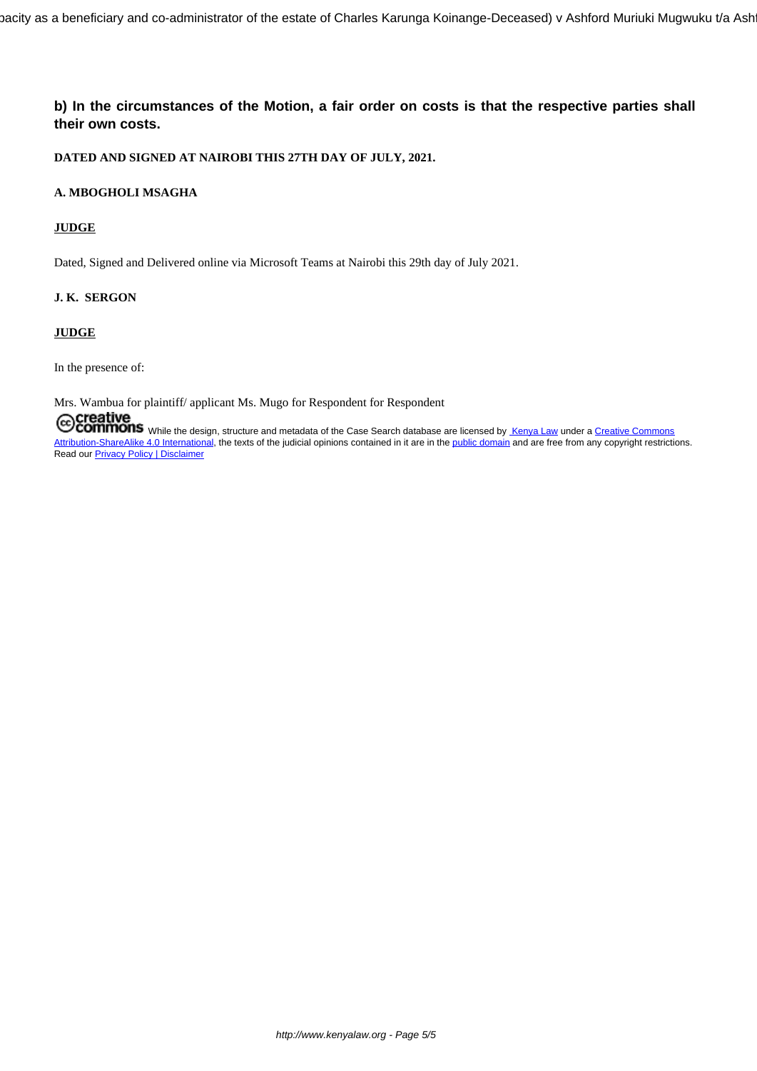**b) In the circumstances of the Motion, a fair order on costs is that the respective parties shall their own costs.**

**DATED AND SIGNED AT NAIROBI THIS 27TH DAY OF JULY, 2021.**

**A. MBOGHOLI MSAGHA**

**JUDGE**

Dated, Signed and Delivered online via Microsoft Teams at Nairobi this 29th day of July 2021.

**J. K. SERGON**

**JUDGE**

In the presence of:

Mrs. Wambua for plaintiff/ applicant Ms. Mugo for Respondent for Respondent

While the design, structure and metadata of the Case Search database are licensed by Kenya Law under a Creative Commons Attribution-ShareAlike 4.0 International, the texts of the judicial opinions contained in it are in the public domain and are free from any copyright restrictions. Read our Privacy Policy | Disclaimer